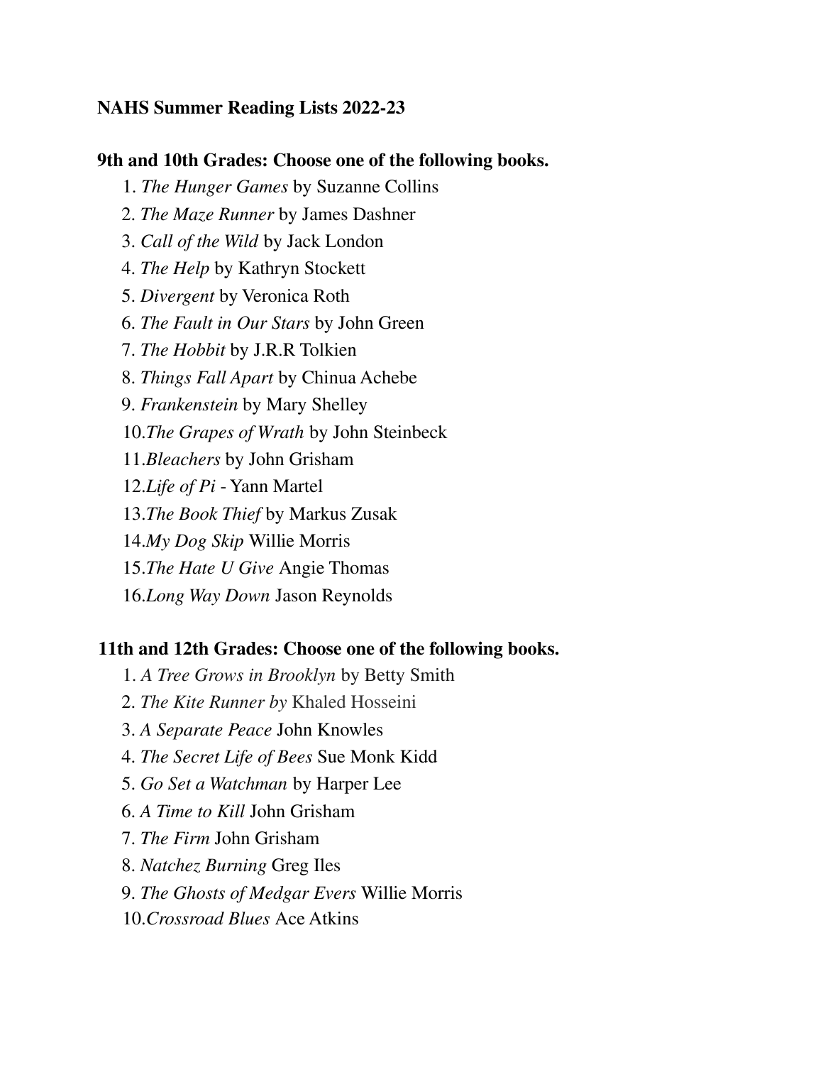**NAHS Summer Reading Lists 2022-23**

**9th and 10th Grades: Choose one of the following books.**

1. *The Hunger Games* by Suzanne Collins
2. *The Maze Runner* by James Dashner
3. *Call of the Wild* by Jack London
4. *The Help* by Kathryn Stockett
5. *Divergent* by Veronica Roth
6. *The Fault in Our Stars* by John Green
7. *The Hobbit* by J.R.R Tolkien
8. *Things Fall Apart* by Chinua Achebe
9. *Frankenstein* by Mary Shelley
10. *The Grapes of Wrath* by John Steinbeck
11. *Bleachers* by John Grisham
12. *Life of Pi* - Yann Martel
13. *The Book Thief* by Markus Zusak
14. *My Dog Skip* Willie Morris
15. *The Hate U Give* Angie Thomas
16. *Long Way Down* Jason Reynolds

**11th and 12th Grades: Choose one of the following books.**

1. *A Tree Grows in Brooklyn* by Betty Smith
2. *The Kite Runner by* Khaled Hosseini
3. *A Separate Peace* John Knowles
4. *The Secret Life of Bees* Sue Monk Kidd
5. *Go Set a Watchman* by Harper Lee
6. *A Time to Kill* John Grisham
7. *The Firm* John Grisham
8. *Natchez Burning* Greg Iles
9. *The Ghosts of Medgar Evers* Willie Morris
10. *Crossroad Blues* Ace Atkins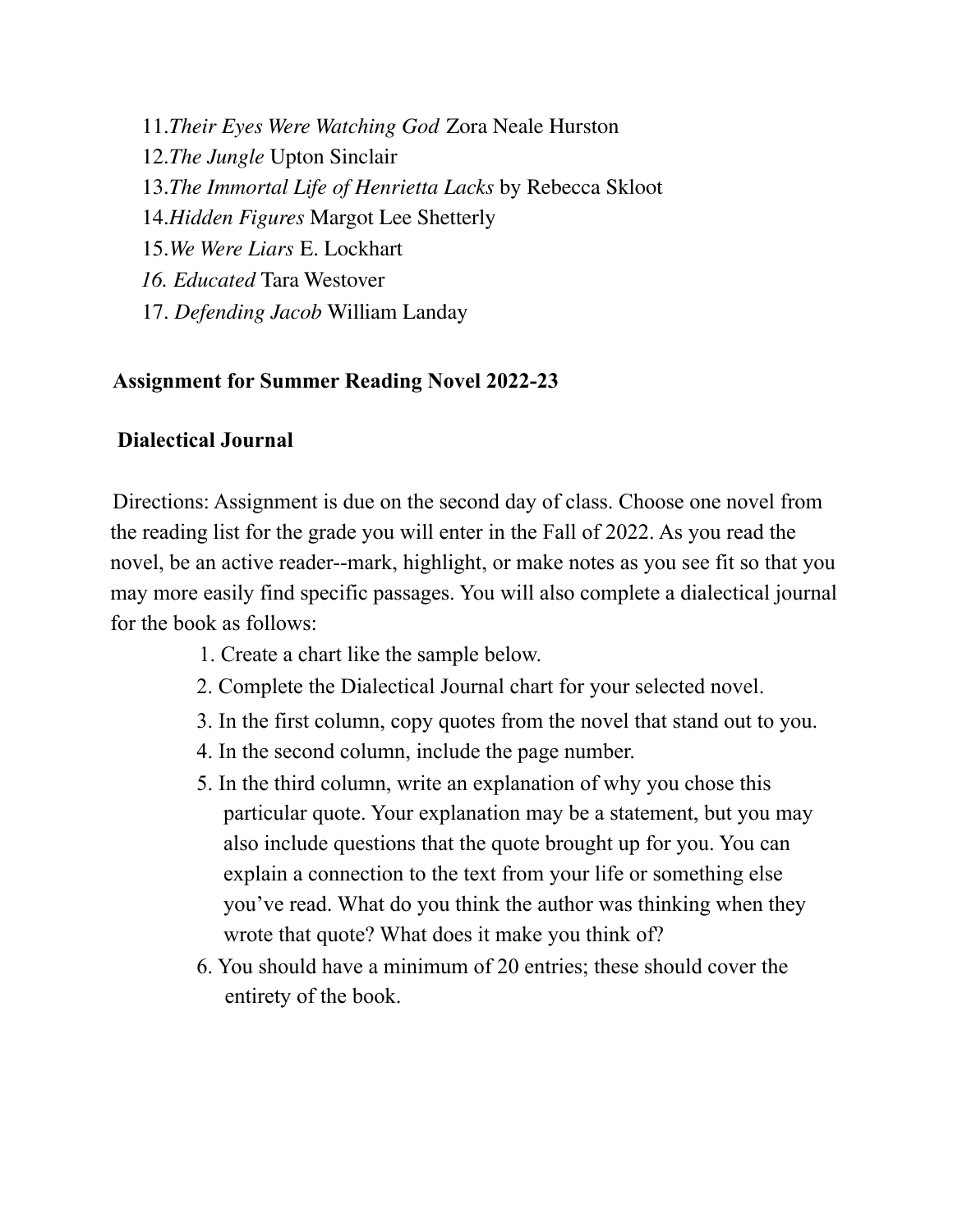11. *Their Eyes Were Watching God* Zora Neale Hurston
12. *The Jungle* Upton Sinclair
13. *The Immortal Life of Henrietta Lacks* by Rebecca Skloot
14. *Hidden Figures* Margot Lee Shetterly
15. *We Were Liars* E. Lockhart
16. *Educated* Tara Westover
17. *Defending Jacob* William Landay

**Assignment for Summer Reading Novel 2022-23**

**Dialectical Journal**

Directions: Assignment is due on the second day of class. Choose one novel from the reading list for the grade you will enter in the Fall of 2022. As you read the novel, be an active reader--mark, highlight, or make notes as you see fit so that you may more easily find specific passages. You will also complete a dialectical journal for the book as follows:

1. Create a chart like the sample below.
2. Complete the Dialectical Journal chart for your selected novel.
3. In the first column, copy quotes from the novel that stand out to you.
4. In the second column, include the page number.
5. In the third column, write an explanation of why you chose this particular quote. Your explanation may be a statement, but you may also include questions that the quote brought up for you. You can explain a connection to the text from your life or something else you've read. What do you think the author was thinking when they wrote that quote? What does it make you think of?
6. You should have a minimum of 20 entries; these should cover the entirety of the book.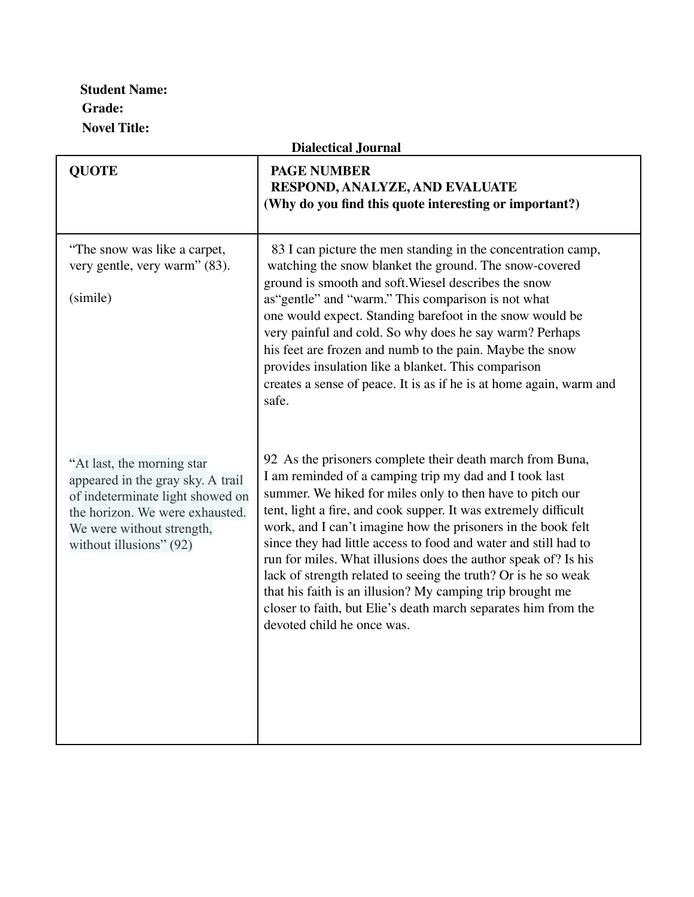**Student Name:**

**Grade:**

**Novel Title:**

**Dialectical Journal**

| **QUOTE** | **PAGE NUMBER**<br>**RESPOND, ANALYZE, AND EVALUATE**<br>**(Why do you find this quote interesting or important?)** |
|---|---|
| "The snow was like a carpet, very gentle, very warm" (83).<br><br>(simile) | 83 I can picture the men standing in the concentration camp, watching the snow blanket the ground. The snow-covered ground is smooth and soft.Wiesel describes the snow as"gentle" and "warm." This comparison is not what one would expect. Standing barefoot in the snow would be very painful and cold. So why does he say warm? Perhaps his feet are frozen and numb to the pain. Maybe the snow provides insulation like a blanket. This comparison creates a sense of peace. It is as if he is at home again, warm and safe. |
| "At last, the morning star appeared in the gray sky. A trail of indeterminate light showed on the horizon. We were exhausted. We were without strength, without illusions" (92) | 92 As the prisoners complete their death march from Buna, I am reminded of a camping trip my dad and I took last summer. We hiked for miles only to then have to pitch our tent, light a fire, and cook supper. It was extremely difficult work, and I can't imagine how the prisoners in the book felt since they had little access to food and water and still had to run for miles. What illusions does the author speak of? Is his lack of strength related to seeing the truth? Or is he so weak that his faith is an illusion? My camping trip brought me closer to faith, but Elie's death march separates him from the devoted child he once was. |